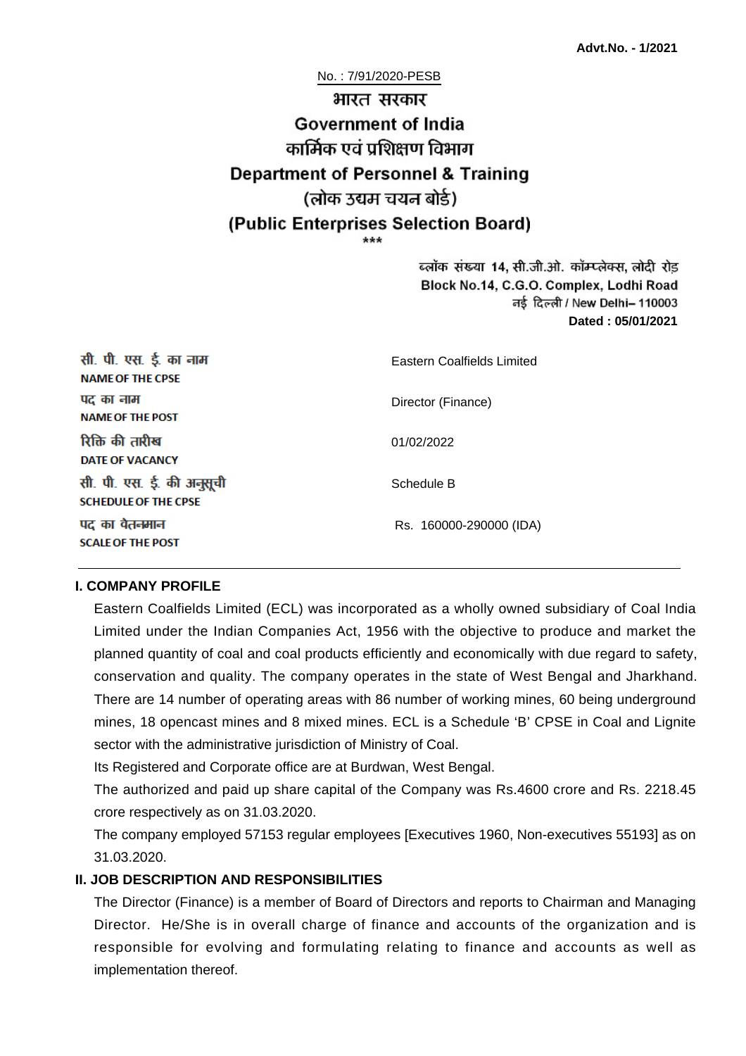**Advt.No. - 1/2021**

No. : 7/91/2020-PESB

# भारत सरकार
# Government of India
## कार्मिक एवं प्रशिक्षण विभाग
## Department of Personnel & Training
## (लोक उद्यम चयन बोर्ड)
## (Public Enterprises Selection Board)

\*\*\*

ब्लॉक संख्या 14, सी.जी.ओ. कॉम्प्लेक्स, लोदी रोड़
Block No.14, C.G.O. Complex, Lodhi Road
नई दिल्ली / New Delhi– 110003
**Dated : 05/01/2021**

| | |
|---|---|
| सी. पी. एस. ई. का नाम<br>**NAME OF THE CPSE** | Eastern Coalfields Limited |
| पद का नाम<br>**NAME OF THE POST** | Director (Finance) |
| रिक्ति की तारीख<br>**DATE OF VACANCY** | 01/02/2022 |
| सी. पी. एस. ई. की अनुसूची<br>**SCHEDULE OF THE CPSE** | Schedule B |
| पद का वेतनमान<br>**SCALE OF THE POST** | Rs. 160000-290000 (IDA) |

### I. COMPANY PROFILE

Eastern Coalfields Limited (ECL) was incorporated as a wholly owned subsidiary of Coal India Limited under the Indian Companies Act, 1956 with the objective to produce and market the planned quantity of coal and coal products efficiently and economically with due regard to safety, conservation and quality. The company operates in the state of West Bengal and Jharkhand. There are 14 number of operating areas with 86 number of working mines, 60 being underground mines, 18 opencast mines and 8 mixed mines. ECL is a Schedule 'B' CPSE in Coal and Lignite sector with the administrative jurisdiction of Ministry of Coal.

Its Registered and Corporate office are at Burdwan, West Bengal.

The authorized and paid up share capital of the Company was Rs.4600 crore and Rs. 2218.45 crore respectively as on 31.03.2020.

The company employed 57153 regular employees [Executives 1960, Non-executives 55193] as on 31.03.2020.

### II. JOB DESCRIPTION AND RESPONSIBILITIES

The Director (Finance) is a member of Board of Directors and reports to Chairman and Managing Director. He/She is in overall charge of finance and accounts of the organization and is responsible for evolving and formulating relating to finance and accounts as well as implementation thereof.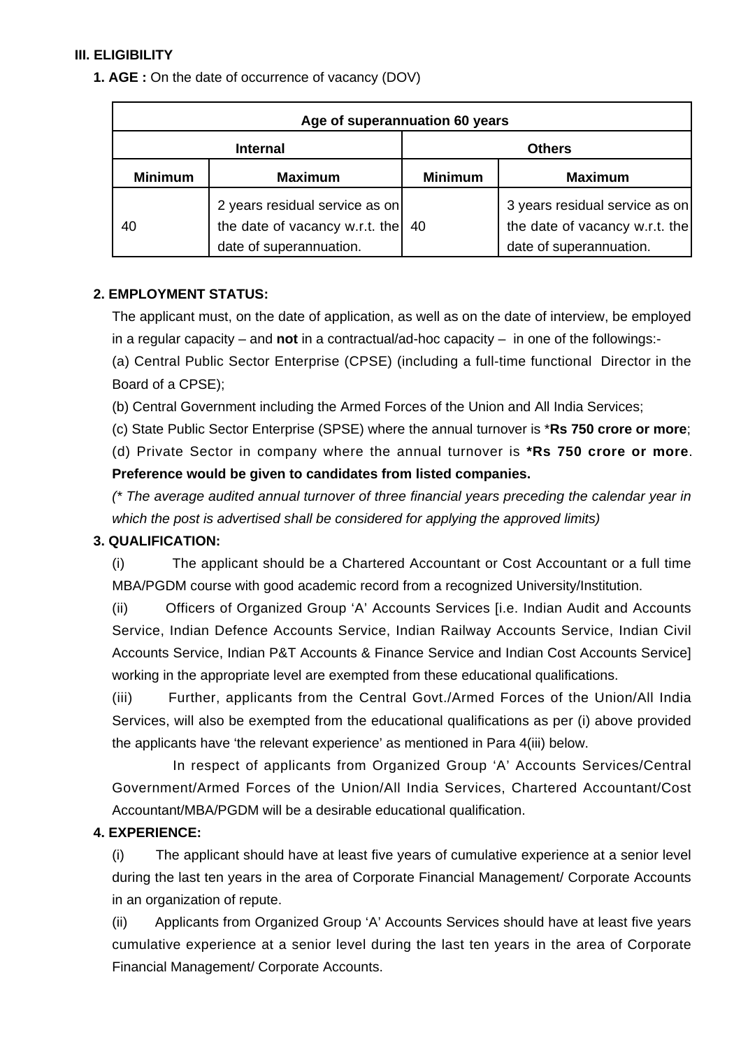## III. ELIGIBILITY

**1. AGE :** On the date of occurrence of vacancy (DOV)

| Age of superannuation 60 years | | | |
|---|---|---|---|
| **Internal** | | **Others** | |
| **Minimum** | **Maximum** | **Minimum** | **Maximum** |
| 40 | 2 years residual service as on the date of vacancy w.r.t. the date of superannuation. | 40 | 3 years residual service as on the date of vacancy w.r.t. the date of superannuation. |

**2. EMPLOYMENT STATUS:**

The applicant must, on the date of application, as well as on the date of interview, be employed in a regular capacity – and **not** in a contractual/ad-hoc capacity – in one of the followings:-

(a) Central Public Sector Enterprise (CPSE) (including a full-time functional Director in the Board of a CPSE);

(b) Central Government including the Armed Forces of the Union and All India Services;

(c) State Public Sector Enterprise (SPSE) where the annual turnover is ***Rs 750 crore or more**;

(d) Private Sector in company where the annual turnover is ***Rs 750 crore or more**. **Preference would be given to candidates from listed companies.**

*(* The average audited annual turnover of three financial years preceding the calendar year in which the post is advertised shall be considered for applying the approved limits)*

**3. QUALIFICATION:**

(i) The applicant should be a Chartered Accountant or Cost Accountant or a full time MBA/PGDM course with good academic record from a recognized University/Institution.

(ii) Officers of Organized Group 'A' Accounts Services [i.e. Indian Audit and Accounts Service, Indian Defence Accounts Service, Indian Railway Accounts Service, Indian Civil Accounts Service, Indian P&T Accounts & Finance Service and Indian Cost Accounts Service] working in the appropriate level are exempted from these educational qualifications.

(iii) Further, applicants from the Central Govt./Armed Forces of the Union/All India Services, will also be exempted from the educational qualifications as per (i) above provided the applicants have 'the relevant experience' as mentioned in Para 4(iii) below.

In respect of applicants from Organized Group 'A' Accounts Services/Central Government/Armed Forces of the Union/All India Services, Chartered Accountant/Cost Accountant/MBA/PGDM will be a desirable educational qualification.

**4. EXPERIENCE:**

(i) The applicant should have at least five years of cumulative experience at a senior level during the last ten years in the area of Corporate Financial Management/ Corporate Accounts in an organization of repute.

(ii) Applicants from Organized Group 'A' Accounts Services should have at least five years cumulative experience at a senior level during the last ten years in the area of Corporate Financial Management/ Corporate Accounts.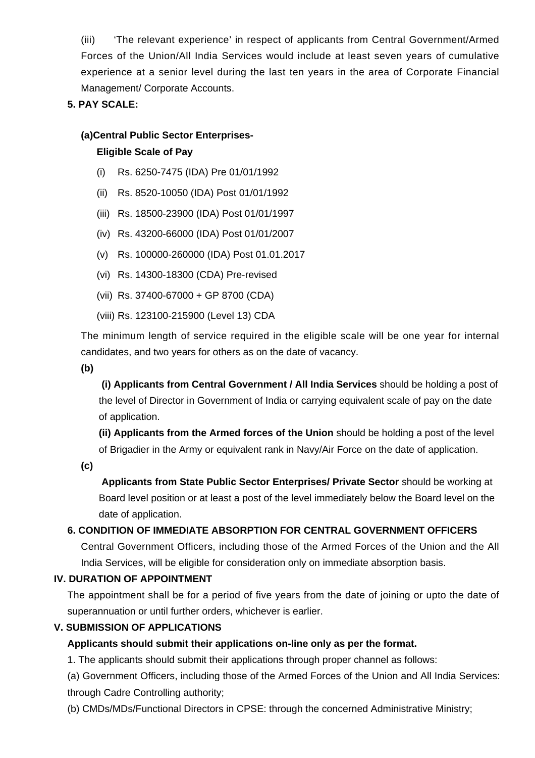(iii) 'The relevant experience' in respect of applicants from Central Government/Armed Forces of the Union/All India Services would include at least seven years of cumulative experience at a senior level during the last ten years in the area of Corporate Financial Management/ Corporate Accounts.

**5. PAY SCALE:**

**(a)Central Public Sector Enterprises-**

**Eligible Scale of Pay**

(i) Rs. 6250-7475 (IDA) Pre 01/01/1992

(ii) Rs. 8520-10050 (IDA) Post 01/01/1992

(iii) Rs. 18500-23900 (IDA) Post 01/01/1997

(iv) Rs. 43200-66000 (IDA) Post 01/01/2007

(v) Rs. 100000-260000 (IDA) Post 01.01.2017

(vi) Rs. 14300-18300 (CDA) Pre-revised

(vii) Rs. 37400-67000 + GP 8700 (CDA)

(viii) Rs. 123100-215900 (Level 13) CDA

The minimum length of service required in the eligible scale will be one year for internal candidates, and two years for others as on the date of vacancy.

**(b)**

**(i) Applicants from Central Government / All India Services** should be holding a post of the level of Director in Government of India or carrying equivalent scale of pay on the date of application.

**(ii) Applicants from the Armed forces of the Union** should be holding a post of the level of Brigadier in the Army or equivalent rank in Navy/Air Force on the date of application.

**(c)**

**Applicants from State Public Sector Enterprises/ Private Sector** should be working at Board level position or at least a post of the level immediately below the Board level on the date of application.

**6. CONDITION OF IMMEDIATE ABSORPTION FOR CENTRAL GOVERNMENT OFFICERS**

Central Government Officers, including those of the Armed Forces of the Union and the All India Services, will be eligible for consideration only on immediate absorption basis.

## IV. DURATION OF APPOINTMENT

The appointment shall be for a period of five years from the date of joining or upto the date of superannuation or until further orders, whichever is earlier.

## V. SUBMISSION OF APPLICATIONS

**Applicants should submit their applications on-line only as per the format.**

1. The applicants should submit their applications through proper channel as follows:

(a) Government Officers, including those of the Armed Forces of the Union and All India Services: through Cadre Controlling authority;

(b) CMDs/MDs/Functional Directors in CPSE: through the concerned Administrative Ministry;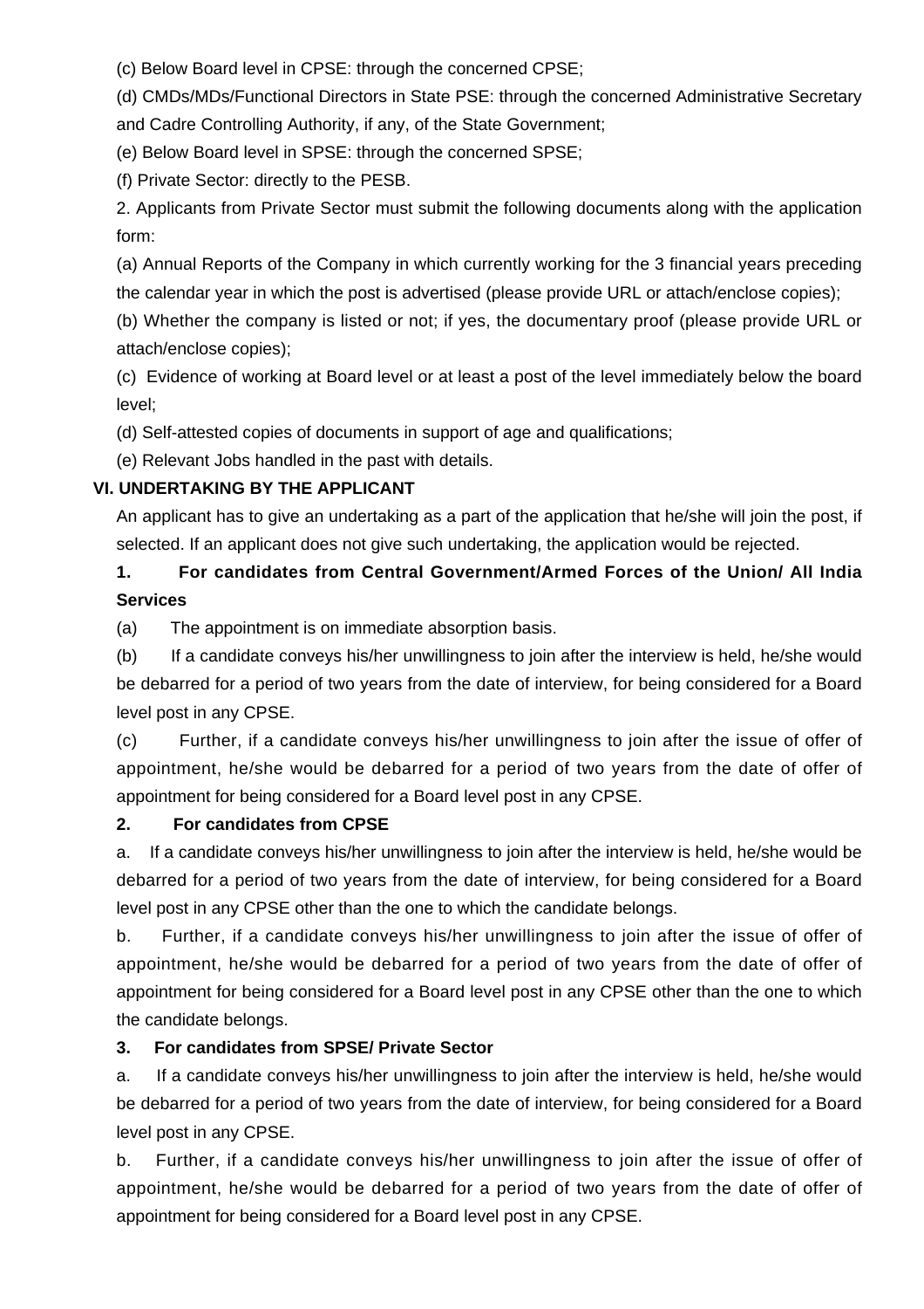(c) Below Board level in CPSE: through the concerned CPSE;

(d) CMDs/MDs/Functional Directors in State PSE: through the concerned Administrative Secretary and Cadre Controlling Authority, if any, of the State Government;

(e) Below Board level in SPSE: through the concerned SPSE;

(f) Private Sector: directly to the PESB.

2. Applicants from Private Sector must submit the following documents along with the application form:

(a) Annual Reports of the Company in which currently working for the 3 financial years preceding the calendar year in which the post is advertised (please provide URL or attach/enclose copies);

(b) Whether the company is listed or not; if yes, the documentary proof (please provide URL or attach/enclose copies);

(c) Evidence of working at Board level or at least a post of the level immediately below the board level;

(d) Self-attested copies of documents in support of age and qualifications;

(e) Relevant Jobs handled in the past with details.

### VI. UNDERTAKING BY THE APPLICANT

An applicant has to give an undertaking as a part of the application that he/she will join the post, if selected. If an applicant does not give such undertaking, the application would be rejected.

**1. For candidates from Central Government/Armed Forces of the Union/ All India Services**

(a) The appointment is on immediate absorption basis.

(b) If a candidate conveys his/her unwillingness to join after the interview is held, he/she would be debarred for a period of two years from the date of interview, for being considered for a Board level post in any CPSE.

(c) Further, if a candidate conveys his/her unwillingness to join after the issue of offer of appointment, he/she would be debarred for a period of two years from the date of offer of appointment for being considered for a Board level post in any CPSE.

**2. For candidates from CPSE**

a. If a candidate conveys his/her unwillingness to join after the interview is held, he/she would be debarred for a period of two years from the date of interview, for being considered for a Board level post in any CPSE other than the one to which the candidate belongs.

b. Further, if a candidate conveys his/her unwillingness to join after the issue of offer of appointment, he/she would be debarred for a period of two years from the date of offer of appointment for being considered for a Board level post in any CPSE other than the one to which the candidate belongs.

**3. For candidates from SPSE/ Private Sector**

a. If a candidate conveys his/her unwillingness to join after the interview is held, he/she would be debarred for a period of two years from the date of interview, for being considered for a Board level post in any CPSE.

b. Further, if a candidate conveys his/her unwillingness to join after the issue of offer of appointment, he/she would be debarred for a period of two years from the date of offer of appointment for being considered for a Board level post in any CPSE.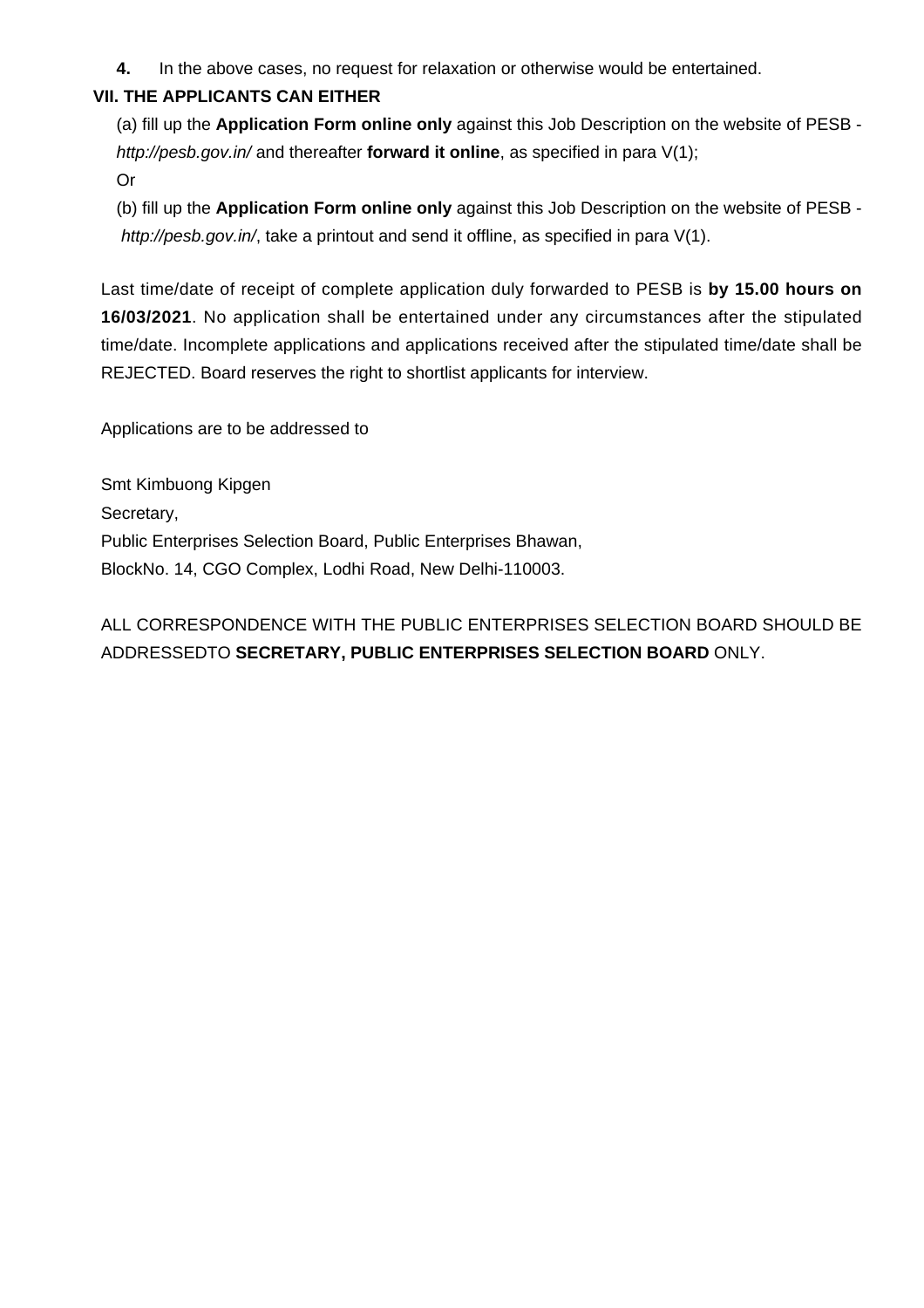**4.** In the above cases, no request for relaxation or otherwise would be entertained.

## VII. THE APPLICANTS CAN EITHER

(a) fill up the **Application Form online only** against this Job Description on the website of PESB - *http://pesb.gov.in/* and thereafter **forward it online**, as specified in para V(1);

Or

(b) fill up the **Application Form online only** against this Job Description on the website of PESB - *http://pesb.gov.in/*, take a printout and send it offline, as specified in para V(1).

Last time/date of receipt of complete application duly forwarded to PESB is **by 15.00 hours on 16/03/2021**. No application shall be entertained under any circumstances after the stipulated time/date. Incomplete applications and applications received after the stipulated time/date shall be REJECTED. Board reserves the right to shortlist applicants for interview.

Applications are to be addressed to

Smt Kimbuong Kipgen
Secretary,
Public Enterprises Selection Board, Public Enterprises Bhawan,
BlockNo. 14, CGO Complex, Lodhi Road, New Delhi-110003.

ALL CORRESPONDENCE WITH THE PUBLIC ENTERPRISES SELECTION BOARD SHOULD BE ADDRESSEDTO **SECRETARY, PUBLIC ENTERPRISES SELECTION BOARD** ONLY.